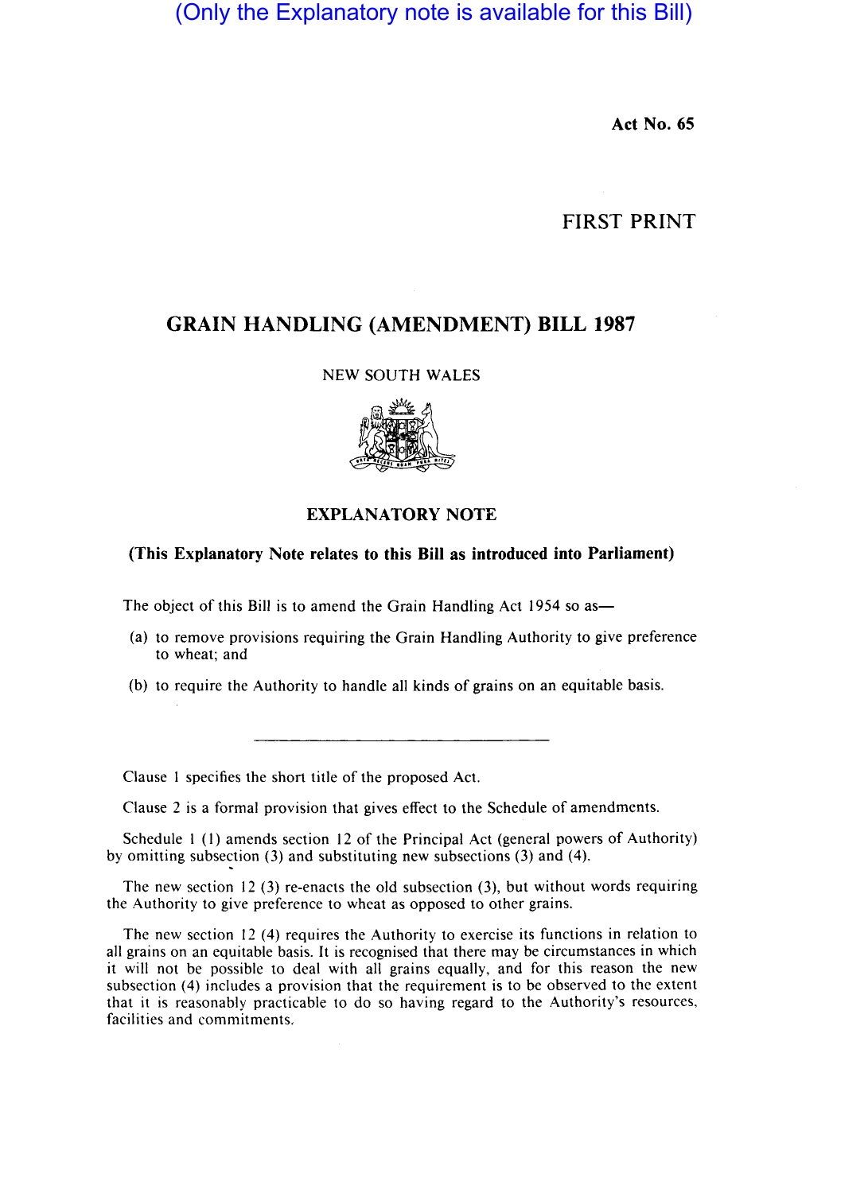(Only the Explanatory note is available for this Bill)

**Act No. 65**

FIRST PRINT

# GRAIN HANDLING (AMENDMENT) BILL 1987

NEW SOUTH WALES

## EXPLANATORY NOTE

**(This Explanatory Note relates to this Bill as introduced into Parliament)**

The object of this Bill is to amend the Grain Handling Act 1954 so as—

(a) to remove provisions requiring the Grain Handling Authority to give preference to wheat; and

(b) to require the Authority to handle all kinds of grains on an equitable basis.

---

Clause 1 specifies the short title of the proposed Act.

Clause 2 is a formal provision that gives effect to the Schedule of amendments.

Schedule 1 (1) amends section 12 of the Principal Act (general powers of Authority) by omitting subsection (3) and substituting new subsections (3) and (4).

The new section 12 (3) re-enacts the old subsection (3), but without words requiring the Authority to give preference to wheat as opposed to other grains.

The new section 12 (4) requires the Authority to exercise its functions in relation to all grains on an equitable basis. It is recognised that there may be circumstances in which it will not be possible to deal with all grains equally, and for this reason the new subsection (4) includes a provision that the requirement is to be observed to the extent that it is reasonably practicable to do so having regard to the Authority's resources, facilities and commitments.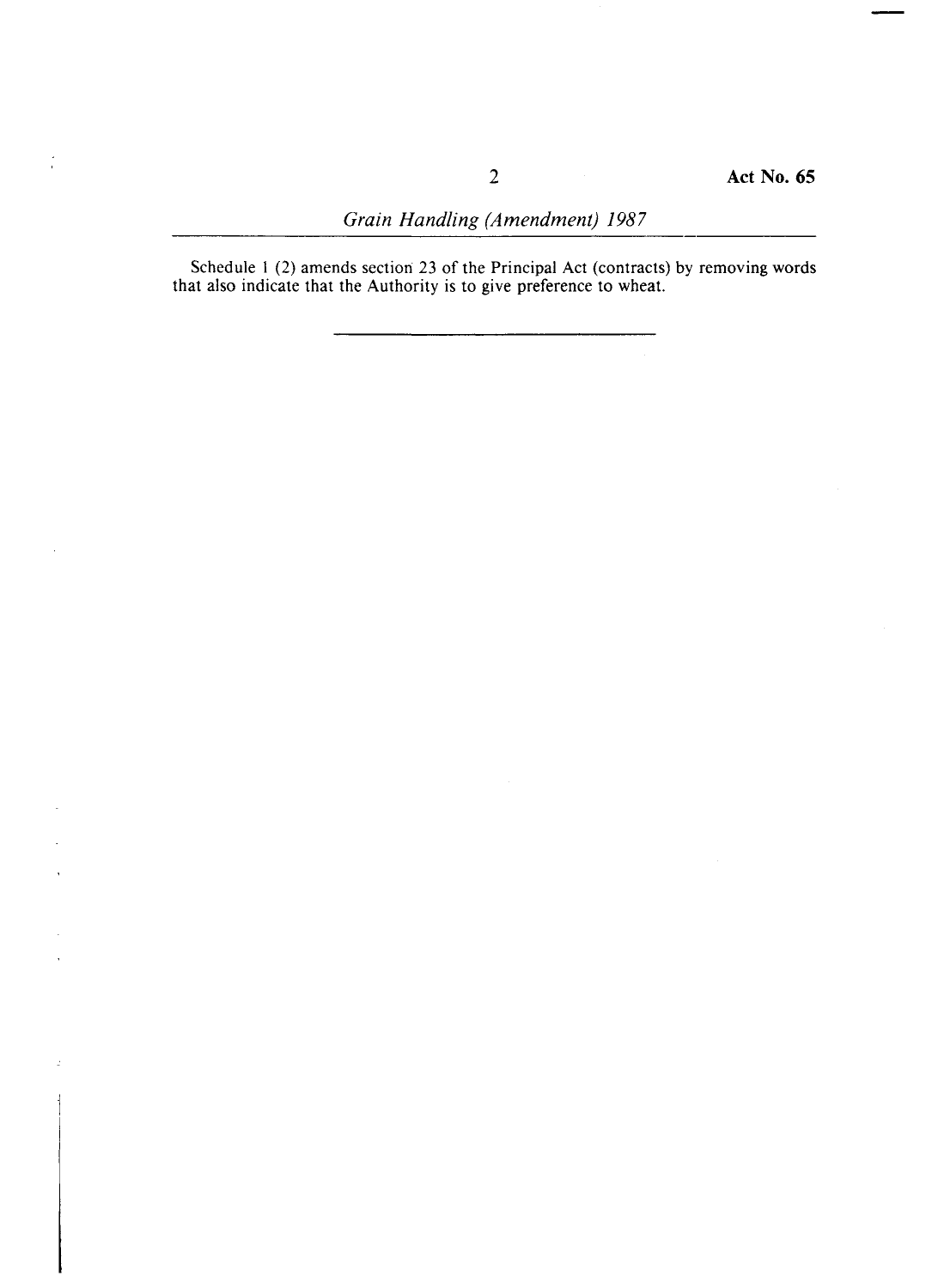Schedule 1 (2) amends section 23 of the Principal Act (contracts) by removing words that also indicate that the Authority is to give preference to wheat.